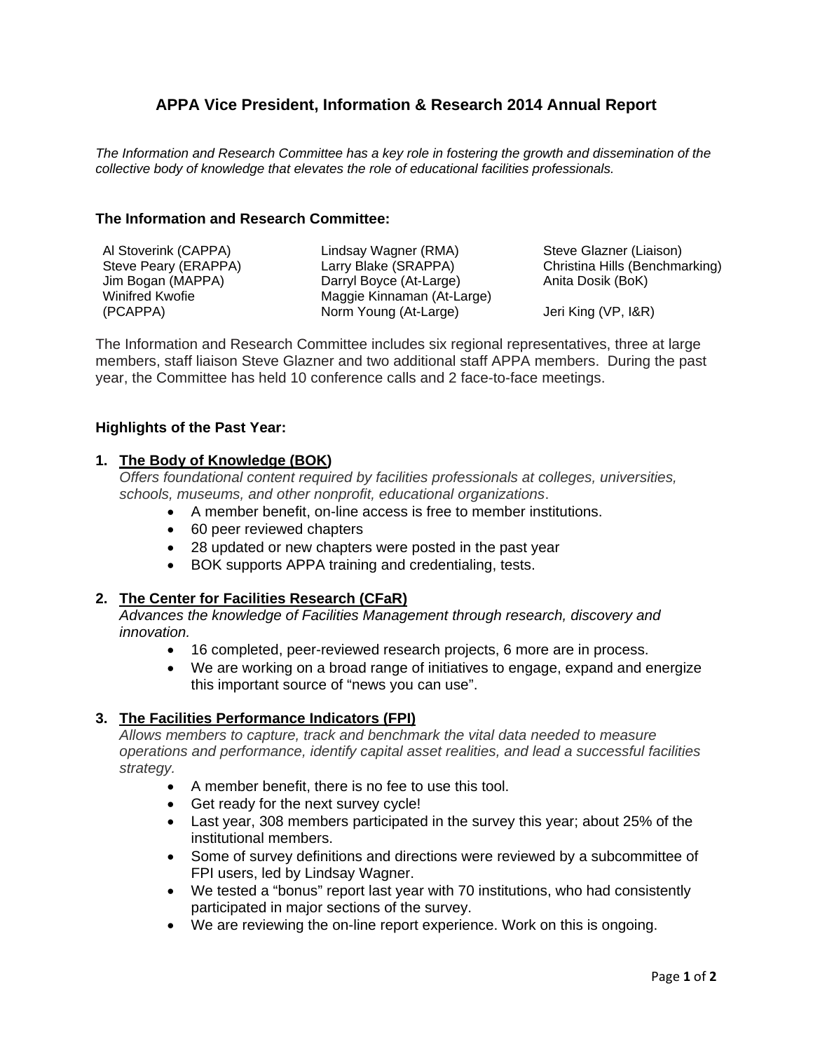# APPA Vice President, Information & Research 2014 Annual Report

*The Information and Research Committee has a key role in fostering the growth and dissemination of the collective body of knowledge that elevates the role of educational facilities professionals.*

## The Information and Research Committee:

| | | |
|---|---|---|
| Al Stoverink (CAPPA) | Lindsay Wagner (RMA) | Steve Glazner (Liaison) |
| Steve Peary (ERAPPA) | Larry Blake (SRAPPA) | Christina Hills (Benchmarking) |
| Jim Bogan (MAPPA) | Darryl Boyce (At-Large) | Anita Dosik (BoK) |
| Winifred Kwofie (PCAPPA) | Maggie Kinnaman (At-Large) | |
| | Norm Young (At-Large) | Jeri King (VP, I&R) |

The Information and Research Committee includes six regional representatives, three at large members, staff liaison Steve Glazner and two additional staff APPA members. During the past year, the Committee has held 10 conference calls and 2 face-to-face meetings.

## Highlights of the Past Year:

1. **The Body of Knowledge (BOK)**
   *Offers foundational content required by facilities professionals at colleges, universities, schools, museums, and other nonprofit, educational organizations*.
   - A member benefit, on-line access is free to member institutions.
   - 60 peer reviewed chapters
   - 28 updated or new chapters were posted in the past year
   - BOK supports APPA training and credentialing, tests.

2. **The Center for Facilities Research (CFaR)**
   *Advances the knowledge of Facilities Management through research, discovery and innovation.*
   - 16 completed, peer-reviewed research projects, 6 more are in process.
   - We are working on a broad range of initiatives to engage, expand and energize this important source of "news you can use".

3. **The Facilities Performance Indicators (FPI)**
   *Allows members to capture, track and benchmark the vital data needed to measure operations and performance, identify capital asset realities, and lead a successful facilities strategy.*
   - A member benefit, there is no fee to use this tool.
   - Get ready for the next survey cycle!
   - Last year, 308 members participated in the survey this year; about 25% of the institutional members.
   - Some of survey definitions and directions were reviewed by a subcommittee of FPI users, led by Lindsay Wagner.
   - We tested a "bonus" report last year with 70 institutions, who had consistently participated in major sections of the survey.
   - We are reviewing the on-line report experience. Work on this is ongoing.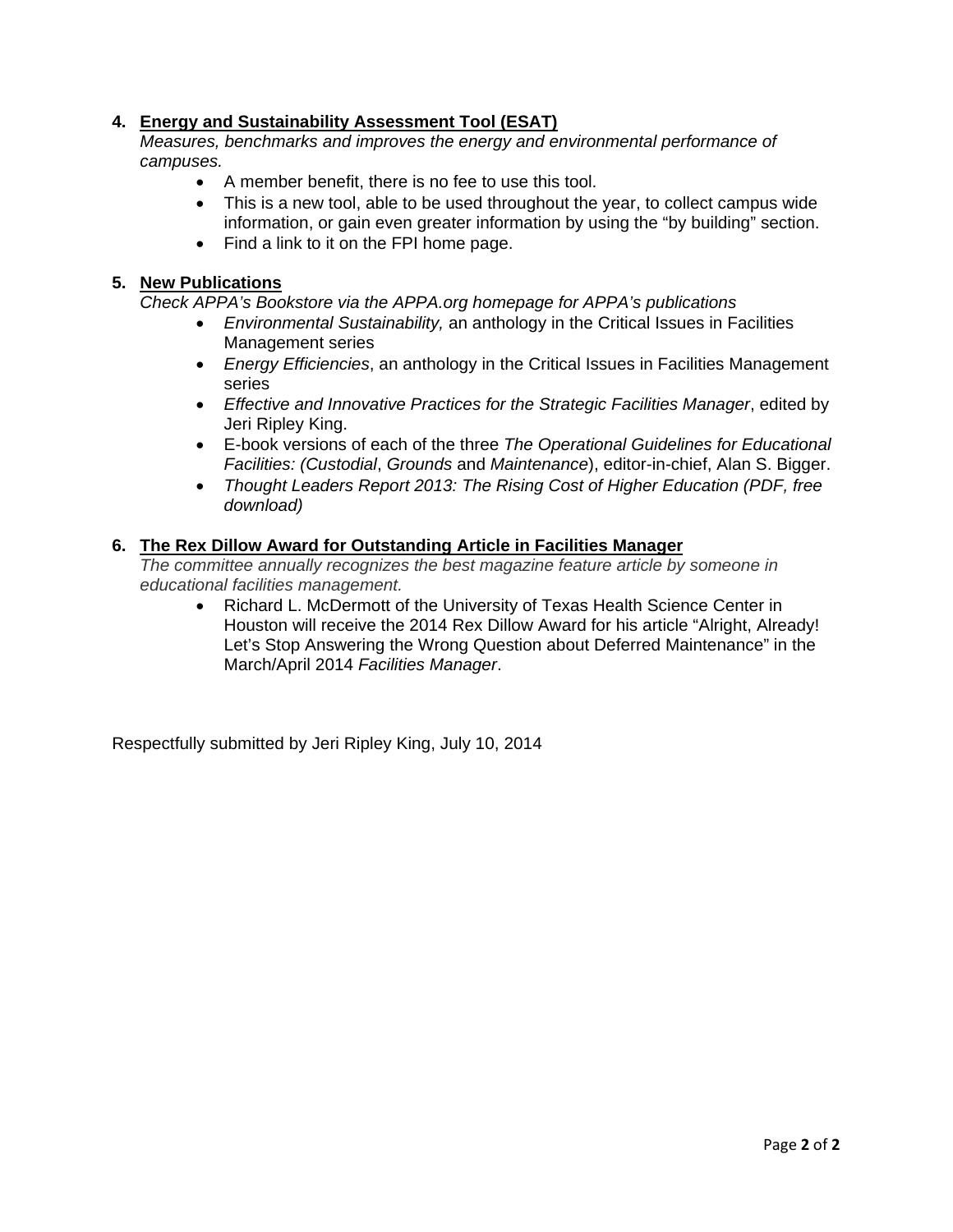4. **Energy and Sustainability Assessment Tool (ESAT)**
   *Measures, benchmarks and improves the energy and environmental performance of campuses.*
   - A member benefit, there is no fee to use this tool.
   - This is a new tool, able to be used throughout the year, to collect campus wide information, or gain even greater information by using the "by building" section.
   - Find a link to it on the FPI home page.

5. **New Publications**
   *Check APPA's Bookstore via the APPA.org homepage for APPA's publications*
   - *Environmental Sustainability,* an anthology in the Critical Issues in Facilities Management series
   - *Energy Efficiencies*, an anthology in the Critical Issues in Facilities Management series
   - *Effective and Innovative Practices for the Strategic Facilities Manager*, edited by Jeri Ripley King.
   - E-book versions of each of the three *The Operational Guidelines for Educational Facilities: (Custodial*, *Grounds* and *Maintenance*), editor-in-chief, Alan S. Bigger.
   - *Thought Leaders Report 2013: The Rising Cost of Higher Education (PDF, free download)*

6. **The Rex Dillow Award for Outstanding Article in Facilities Manager**
   *The committee annually recognizes the best magazine feature article by someone in educational facilities management.*
   - Richard L. McDermott of the University of Texas Health Science Center in Houston will receive the 2014 Rex Dillow Award for his article "Alright, Already! Let's Stop Answering the Wrong Question about Deferred Maintenance" in the March/April 2014 *Facilities Manager*.

Respectfully submitted by Jeri Ripley King, July 10, 2014